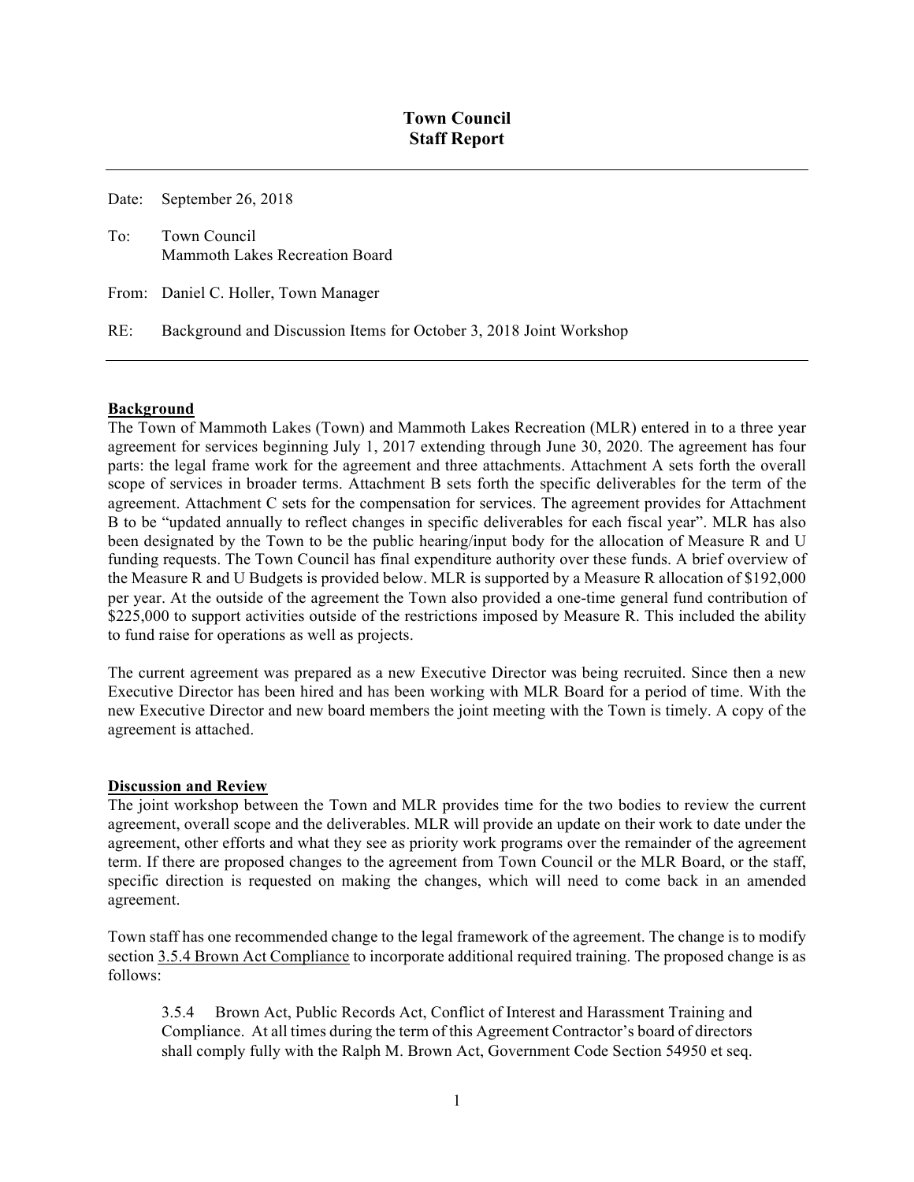# Town Council
# Staff Report

Date: September 26, 2018

To: Town Council
Mammoth Lakes Recreation Board

From: Daniel C. Holler, Town Manager

RE: Background and Discussion Items for October 3, 2018 Joint Workshop

---

**Background**

The Town of Mammoth Lakes (Town) and Mammoth Lakes Recreation (MLR) entered in to a three year agreement for services beginning July 1, 2017 extending through June 30, 2020. The agreement has four parts: the legal frame work for the agreement and three attachments. Attachment A sets forth the overall scope of services in broader terms. Attachment B sets forth the specific deliverables for the term of the agreement. Attachment C sets for the compensation for services. The agreement provides for Attachment B to be "updated annually to reflect changes in specific deliverables for each fiscal year". MLR has also been designated by the Town to be the public hearing/input body for the allocation of Measure R and U funding requests. The Town Council has final expenditure authority over these funds. A brief overview of the Measure R and U Budgets is provided below. MLR is supported by a Measure R allocation of $192,000 per year. At the outside of the agreement the Town also provided a one-time general fund contribution of $225,000 to support activities outside of the restrictions imposed by Measure R. This included the ability to fund raise for operations as well as projects.

The current agreement was prepared as a new Executive Director was being recruited. Since then a new Executive Director has been hired and has been working with MLR Board for a period of time. With the new Executive Director and new board members the joint meeting with the Town is timely. A copy of the agreement is attached.

**Discussion and Review**

The joint workshop between the Town and MLR provides time for the two bodies to review the current agreement, overall scope and the deliverables. MLR will provide an update on their work to date under the agreement, other efforts and what they see as priority work programs over the remainder of the agreement term. If there are proposed changes to the agreement from Town Council or the MLR Board, or the staff, specific direction is requested on making the changes, which will need to come back in an amended agreement.

Town staff has one recommended change to the legal framework of the agreement. The change is to modify section 3.5.4 Brown Act Compliance to incorporate additional required training. The proposed change is as follows:

> 3.5.4 Brown Act, Public Records Act, Conflict of Interest and Harassment Training and Compliance. At all times during the term of this Agreement Contractor's board of directors shall comply fully with the Ralph M. Brown Act, Government Code Section 54950 et seq.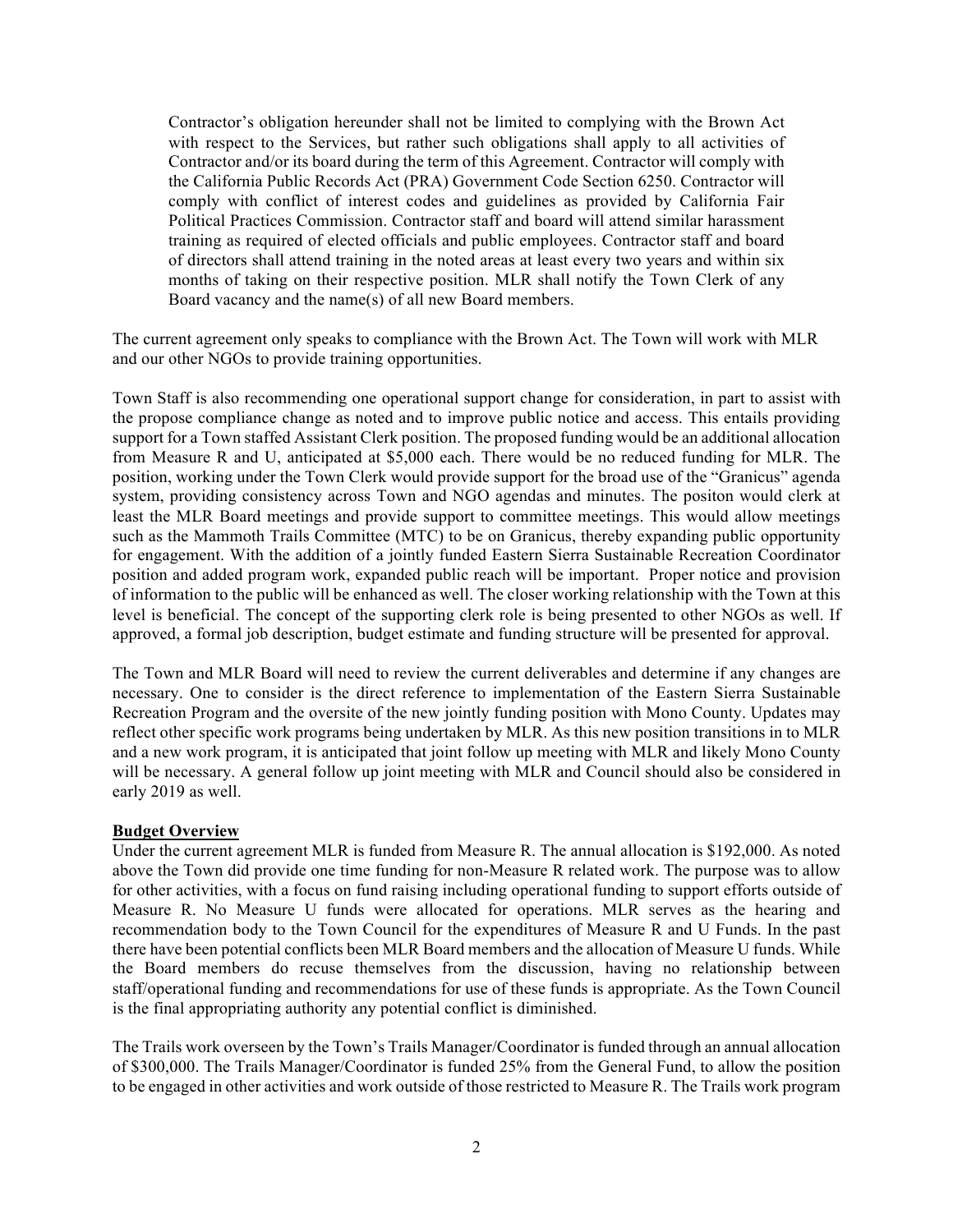> Contractor's obligation hereunder shall not be limited to complying with the Brown Act with respect to the Services, but rather such obligations shall apply to all activities of Contractor and/or its board during the term of this Agreement. Contractor will comply with the California Public Records Act (PRA) Government Code Section 6250. Contractor will comply with conflict of interest codes and guidelines as provided by California Fair Political Practices Commission. Contractor staff and board will attend similar harassment training as required of elected officials and public employees. Contractor staff and board of directors shall attend training in the noted areas at least every two years and within six months of taking on their respective position. MLR shall notify the Town Clerk of any Board vacancy and the name(s) of all new Board members.

The current agreement only speaks to compliance with the Brown Act. The Town will work with MLR and our other NGOs to provide training opportunities.

Town Staff is also recommending one operational support change for consideration, in part to assist with the propose compliance change as noted and to improve public notice and access. This entails providing support for a Town staffed Assistant Clerk position. The proposed funding would be an additional allocation from Measure R and U, anticipated at $5,000 each. There would be no reduced funding for MLR. The position, working under the Town Clerk would provide support for the broad use of the "Granicus" agenda system, providing consistency across Town and NGO agendas and minutes. The positon would clerk at least the MLR Board meetings and provide support to committee meetings. This would allow meetings such as the Mammoth Trails Committee (MTC) to be on Granicus, thereby expanding public opportunity for engagement. With the addition of a jointly funded Eastern Sierra Sustainable Recreation Coordinator position and added program work, expanded public reach will be important. Proper notice and provision of information to the public will be enhanced as well. The closer working relationship with the Town at this level is beneficial. The concept of the supporting clerk role is being presented to other NGOs as well. If approved, a formal job description, budget estimate and funding structure will be presented for approval.

The Town and MLR Board will need to review the current deliverables and determine if any changes are necessary. One to consider is the direct reference to implementation of the Eastern Sierra Sustainable Recreation Program and the oversite of the new jointly funding position with Mono County. Updates may reflect other specific work programs being undertaken by MLR. As this new position transitions in to MLR and a new work program, it is anticipated that joint follow up meeting with MLR and likely Mono County will be necessary. A general follow up joint meeting with MLR and Council should also be considered in early 2019 as well.

**Budget Overview**

Under the current agreement MLR is funded from Measure R. The annual allocation is $192,000. As noted above the Town did provide one time funding for non-Measure R related work. The purpose was to allow for other activities, with a focus on fund raising including operational funding to support efforts outside of Measure R. No Measure U funds were allocated for operations. MLR serves as the hearing and recommendation body to the Town Council for the expenditures of Measure R and U Funds. In the past there have been potential conflicts been MLR Board members and the allocation of Measure U funds. While the Board members do recuse themselves from the discussion, having no relationship between staff/operational funding and recommendations for use of these funds is appropriate. As the Town Council is the final appropriating authority any potential conflict is diminished.

The Trails work overseen by the Town's Trails Manager/Coordinator is funded through an annual allocation of $300,000. The Trails Manager/Coordinator is funded 25% from the General Fund, to allow the position to be engaged in other activities and work outside of those restricted to Measure R. The Trails work program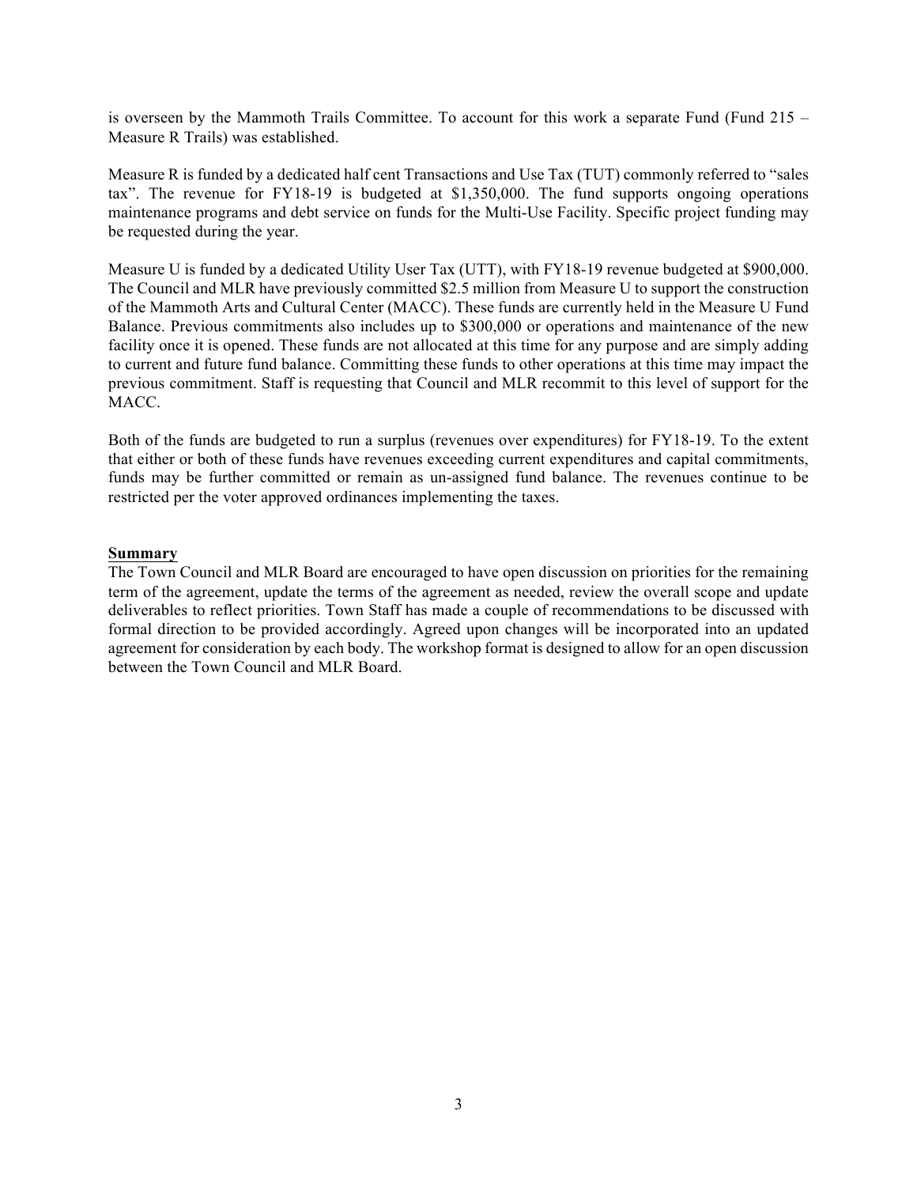is overseen by the Mammoth Trails Committee. To account for this work a separate Fund (Fund 215 – Measure R Trails) was established.

Measure R is funded by a dedicated half cent Transactions and Use Tax (TUT) commonly referred to "sales tax". The revenue for FY18-19 is budgeted at $1,350,000. The fund supports ongoing operations maintenance programs and debt service on funds for the Multi-Use Facility. Specific project funding may be requested during the year.

Measure U is funded by a dedicated Utility User Tax (UTT), with FY18-19 revenue budgeted at $900,000. The Council and MLR have previously committed $2.5 million from Measure U to support the construction of the Mammoth Arts and Cultural Center (MACC). These funds are currently held in the Measure U Fund Balance. Previous commitments also includes up to $300,000 or operations and maintenance of the new facility once it is opened. These funds are not allocated at this time for any purpose and are simply adding to current and future fund balance. Committing these funds to other operations at this time may impact the previous commitment. Staff is requesting that Council and MLR recommit to this level of support for the MACC.

Both of the funds are budgeted to run a surplus (revenues over expenditures) for FY18-19. To the extent that either or both of these funds have revenues exceeding current expenditures and capital commitments, funds may be further committed or remain as un-assigned fund balance. The revenues continue to be restricted per the voter approved ordinances implementing the taxes.

## Summary

The Town Council and MLR Board are encouraged to have open discussion on priorities for the remaining term of the agreement, update the terms of the agreement as needed, review the overall scope and update deliverables to reflect priorities. Town Staff has made a couple of recommendations to be discussed with formal direction to be provided accordingly. Agreed upon changes will be incorporated into an updated agreement for consideration by each body. The workshop format is designed to allow for an open discussion between the Town Council and MLR Board.